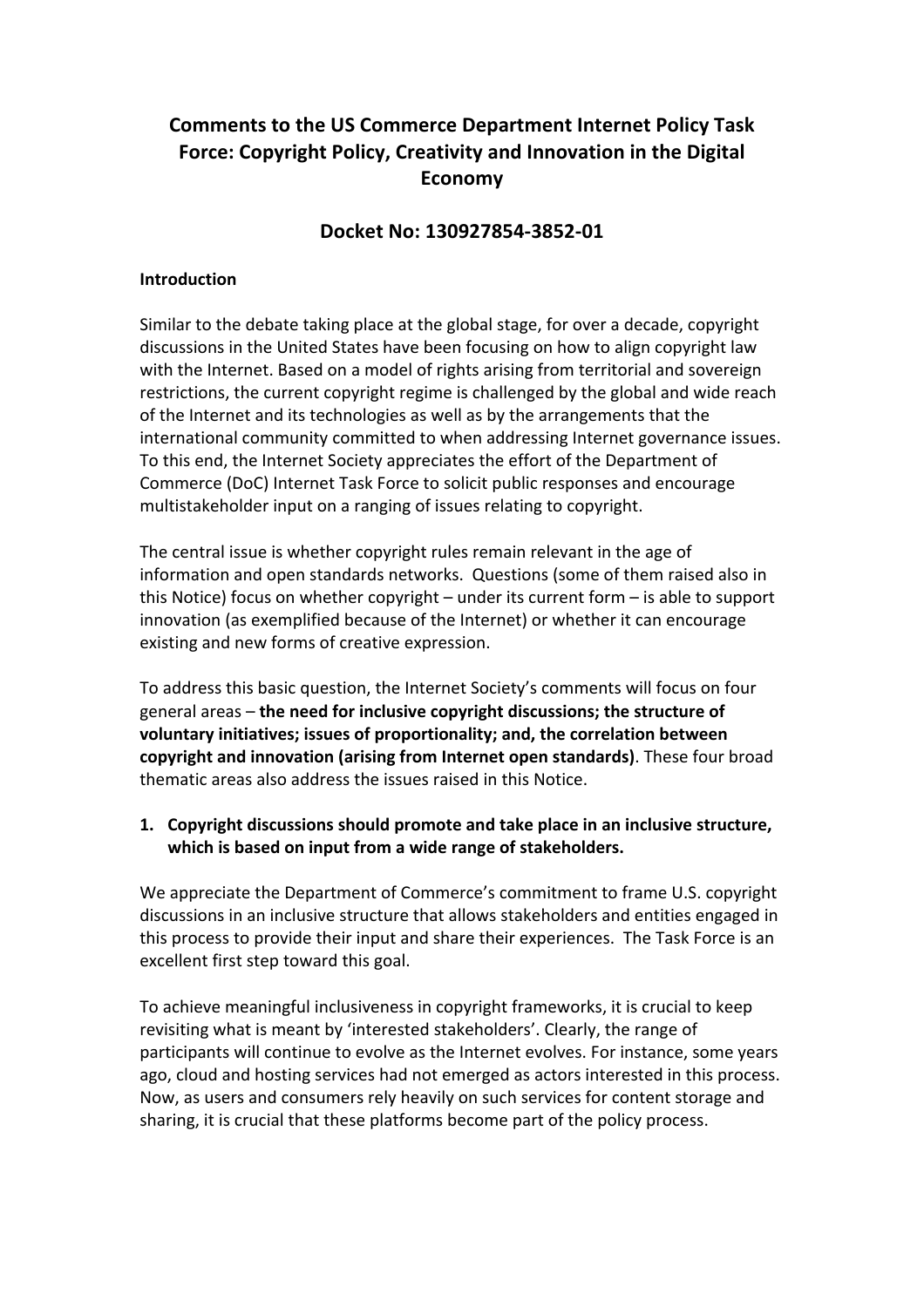# Comments to the US Commerce Department Internet Policy Task Force: Copyright Policy, Creativity and Innovation in the Digital Economy

## Docket No: 130927854-3852-01

**Introduction**

Similar to the debate taking place at the global stage, for over a decade, copyright discussions in the United States have been focusing on how to align copyright law with the Internet. Based on a model of rights arising from territorial and sovereign restrictions, the current copyright regime is challenged by the global and wide reach of the Internet and its technologies as well as by the arrangements that the international community committed to when addressing Internet governance issues. To this end, the Internet Society appreciates the effort of the Department of Commerce (DoC) Internet Task Force to solicit public responses and encourage multistakeholder input on a ranging of issues relating to copyright.

The central issue is whether copyright rules remain relevant in the age of information and open standards networks. Questions (some of them raised also in this Notice) focus on whether copyright – under its current form – is able to support innovation (as exemplified because of the Internet) or whether it can encourage existing and new forms of creative expression.

To address this basic question, the Internet Society's comments will focus on four general areas – **the need for inclusive copyright discussions; the structure of voluntary initiatives; issues of proportionality; and, the correlation between copyright and innovation (arising from Internet open standards)**. These four broad thematic areas also address the issues raised in this Notice.

1. **Copyright discussions should promote and take place in an inclusive structure, which is based on input from a wide range of stakeholders.**

We appreciate the Department of Commerce's commitment to frame U.S. copyright discussions in an inclusive structure that allows stakeholders and entities engaged in this process to provide their input and share their experiences. The Task Force is an excellent first step toward this goal.

To achieve meaningful inclusiveness in copyright frameworks, it is crucial to keep revisiting what is meant by 'interested stakeholders'. Clearly, the range of participants will continue to evolve as the Internet evolves. For instance, some years ago, cloud and hosting services had not emerged as actors interested in this process. Now, as users and consumers rely heavily on such services for content storage and sharing, it is crucial that these platforms become part of the policy process.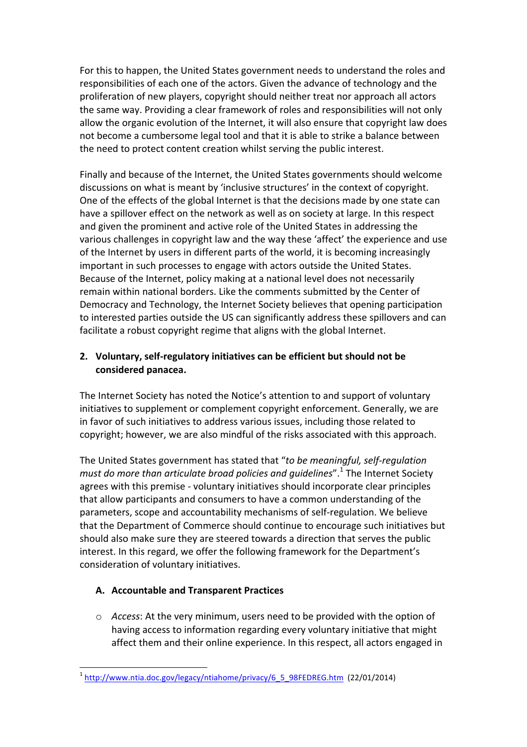For this to happen, the United States government needs to understand the roles and responsibilities of each one of the actors. Given the advance of technology and the proliferation of new players, copyright should neither treat nor approach all actors the same way. Providing a clear framework of roles and responsibilities will not only allow the organic evolution of the Internet, it will also ensure that copyright law does not become a cumbersome legal tool and that it is able to strike a balance between the need to protect content creation whilst serving the public interest.

Finally and because of the Internet, the United States governments should welcome discussions on what is meant by 'inclusive structures' in the context of copyright. One of the effects of the global Internet is that the decisions made by one state can have a spillover effect on the network as well as on society at large. In this respect and given the prominent and active role of the United States in addressing the various challenges in copyright law and the way these 'affect' the experience and use of the Internet by users in different parts of the world, it is becoming increasingly important in such processes to engage with actors outside the United States. Because of the Internet, policy making at a national level does not necessarily remain within national borders. Like the comments submitted by the Center of Democracy and Technology, the Internet Society believes that opening participation to interested parties outside the US can significantly address these spillovers and can facilitate a robust copyright regime that aligns with the global Internet.

## 2. Voluntary, self-regulatory initiatives can be efficient but should not be considered panacea.

The Internet Society has noted the Notice's attention to and support of voluntary initiatives to supplement or complement copyright enforcement. Generally, we are in favor of such initiatives to address various issues, including those related to copyright; however, we are also mindful of the risks associated with this approach.

The United States government has stated that "*to be meaningful, self-regulation must do more than articulate broad policies and guidelines*".[1] The Internet Society agrees with this premise - voluntary initiatives should incorporate clear principles that allow participants and consumers to have a common understanding of the parameters, scope and accountability mechanisms of self-regulation. We believe that the Department of Commerce should continue to encourage such initiatives but should also make sure they are steered towards a direction that serves the public interest. In this regard, we offer the following framework for the Department's consideration of voluntary initiatives.

### A. Accountable and Transparent Practices

- *Access*: At the very minimum, users need to be provided with the option of having access to information regarding every voluntary initiative that might affect them and their online experience. In this respect, all actors engaged in

[1] http://www.ntia.doc.gov/legacy/ntiahome/privacy/6_5_98FEDREG.htm (22/01/2014)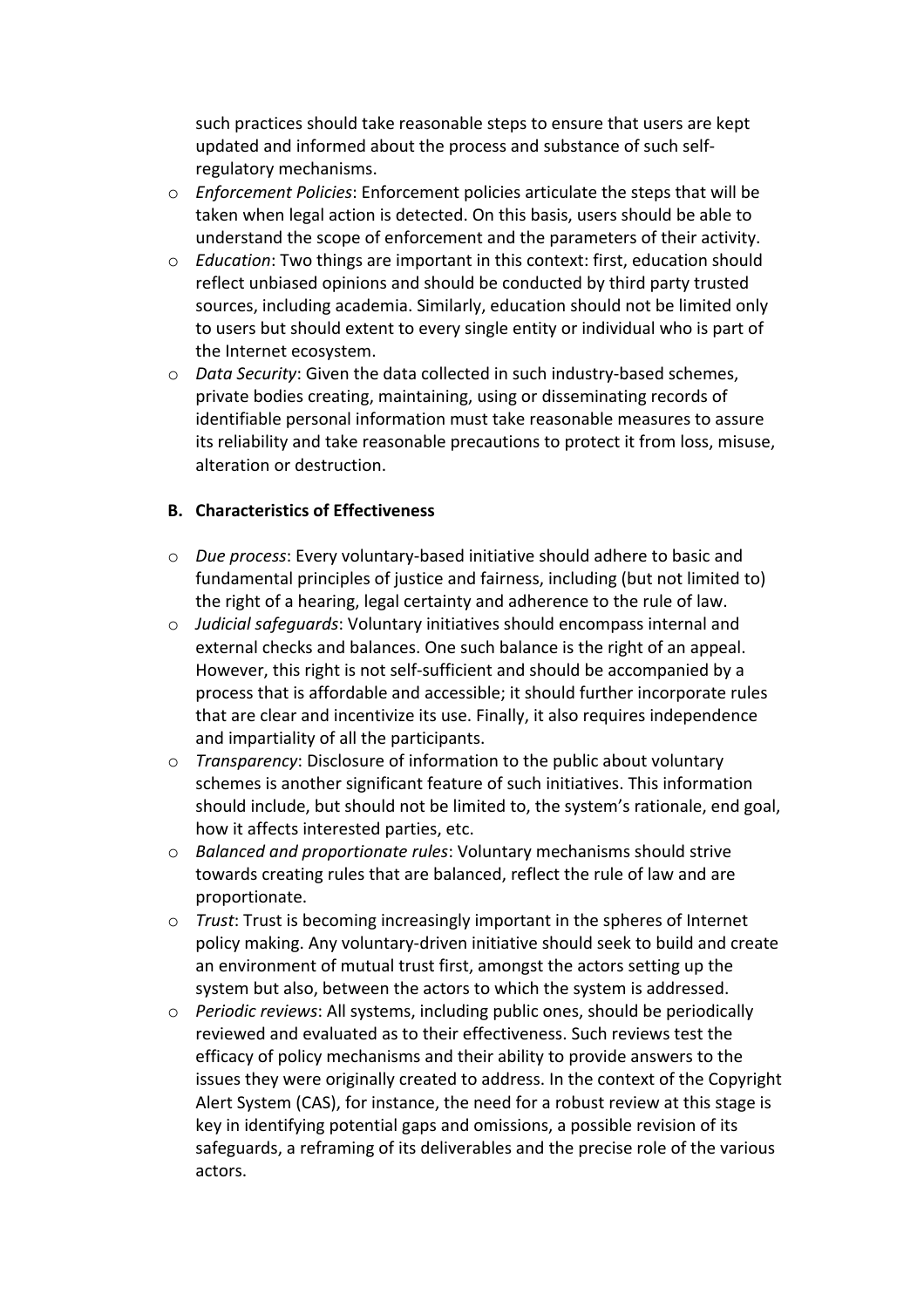such practices should take reasonable steps to ensure that users are kept updated and informed about the process and substance of such self-regulatory mechanisms.

- *Enforcement Policies*: Enforcement policies articulate the steps that will be taken when legal action is detected. On this basis, users should be able to understand the scope of enforcement and the parameters of their activity.
- *Education*: Two things are important in this context: first, education should reflect unbiased opinions and should be conducted by third party trusted sources, including academia. Similarly, education should not be limited only to users but should extent to every single entity or individual who is part of the Internet ecosystem.
- *Data Security*: Given the data collected in such industry-based schemes, private bodies creating, maintaining, using or disseminating records of identifiable personal information must take reasonable measures to assure its reliability and take reasonable precautions to protect it from loss, misuse, alteration or destruction.

**B. Characteristics of Effectiveness**

- *Due process*: Every voluntary-based initiative should adhere to basic and fundamental principles of justice and fairness, including (but not limited to) the right of a hearing, legal certainty and adherence to the rule of law.
- *Judicial safeguards*: Voluntary initiatives should encompass internal and external checks and balances. One such balance is the right of an appeal. However, this right is not self-sufficient and should be accompanied by a process that is affordable and accessible; it should further incorporate rules that are clear and incentivize its use. Finally, it also requires independence and impartiality of all the participants.
- *Transparency*: Disclosure of information to the public about voluntary schemes is another significant feature of such initiatives. This information should include, but should not be limited to, the system's rationale, end goal, how it affects interested parties, etc.
- *Balanced and proportionate rules*: Voluntary mechanisms should strive towards creating rules that are balanced, reflect the rule of law and are proportionate.
- *Trust*: Trust is becoming increasingly important in the spheres of Internet policy making. Any voluntary-driven initiative should seek to build and create an environment of mutual trust first, amongst the actors setting up the system but also, between the actors to which the system is addressed.
- *Periodic reviews*: All systems, including public ones, should be periodically reviewed and evaluated as to their effectiveness. Such reviews test the efficacy of policy mechanisms and their ability to provide answers to the issues they were originally created to address. In the context of the Copyright Alert System (CAS), for instance, the need for a robust review at this stage is key in identifying potential gaps and omissions, a possible revision of its safeguards, a reframing of its deliverables and the precise role of the various actors.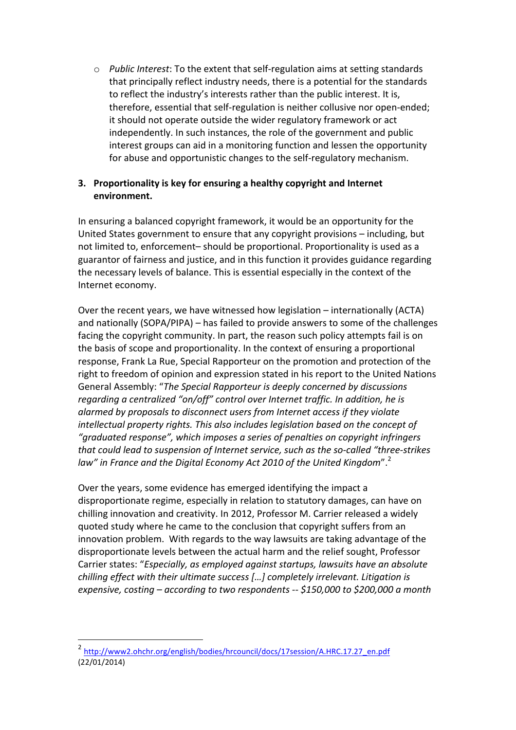- *Public Interest*: To the extent that self-regulation aims at setting standards that principally reflect industry needs, there is a potential for the standards to reflect the industry's interests rather than the public interest. It is, therefore, essential that self-regulation is neither collusive nor open-ended; it should not operate outside the wider regulatory framework or act independently. In such instances, the role of the government and public interest groups can aid in a monitoring function and lessen the opportunity for abuse and opportunistic changes to the self-regulatory mechanism.

**3. Proportionality is key for ensuring a healthy copyright and Internet environment.**

In ensuring a balanced copyright framework, it would be an opportunity for the United States government to ensure that any copyright provisions – including, but not limited to, enforcement– should be proportional. Proportionality is used as a guarantor of fairness and justice, and in this function it provides guidance regarding the necessary levels of balance. This is essential especially in the context of the Internet economy.

Over the recent years, we have witnessed how legislation – internationally (ACTA) and nationally (SOPA/PIPA) – has failed to provide answers to some of the challenges facing the copyright community. In part, the reason such policy attempts fail is on the basis of scope and proportionality. In the context of ensuring a proportional response, Frank La Rue, Special Rapporteur on the promotion and protection of the right to freedom of opinion and expression stated in his report to the United Nations General Assembly: "*The Special Rapporteur is deeply concerned by discussions regarding a centralized "on/off" control over Internet traffic. In addition, he is alarmed by proposals to disconnect users from Internet access if they violate intellectual property rights. This also includes legislation based on the concept of "graduated response", which imposes a series of penalties on copyright infringers that could lead to suspension of Internet service, such as the so-called "three-strikes law" in France and the Digital Economy Act 2010 of the United Kingdom*".[2]

Over the years, some evidence has emerged identifying the impact a disproportionate regime, especially in relation to statutory damages, can have on chilling innovation and creativity. In 2012, Professor M. Carrier released a widely quoted study where he came to the conclusion that copyright suffers from an innovation problem. With regards to the way lawsuits are taking advantage of the disproportionate levels between the actual harm and the relief sought, Professor Carrier states: "*Especially, as employed against startups, lawsuits have an absolute chilling effect with their ultimate success […] completely irrelevant. Litigation is expensive, costing – according to two respondents -- $150,000 to $200,000 a month*

[2] http://www2.ohchr.org/english/bodies/hrcouncil/docs/17session/A.HRC.17.27_en.pdf (22/01/2014)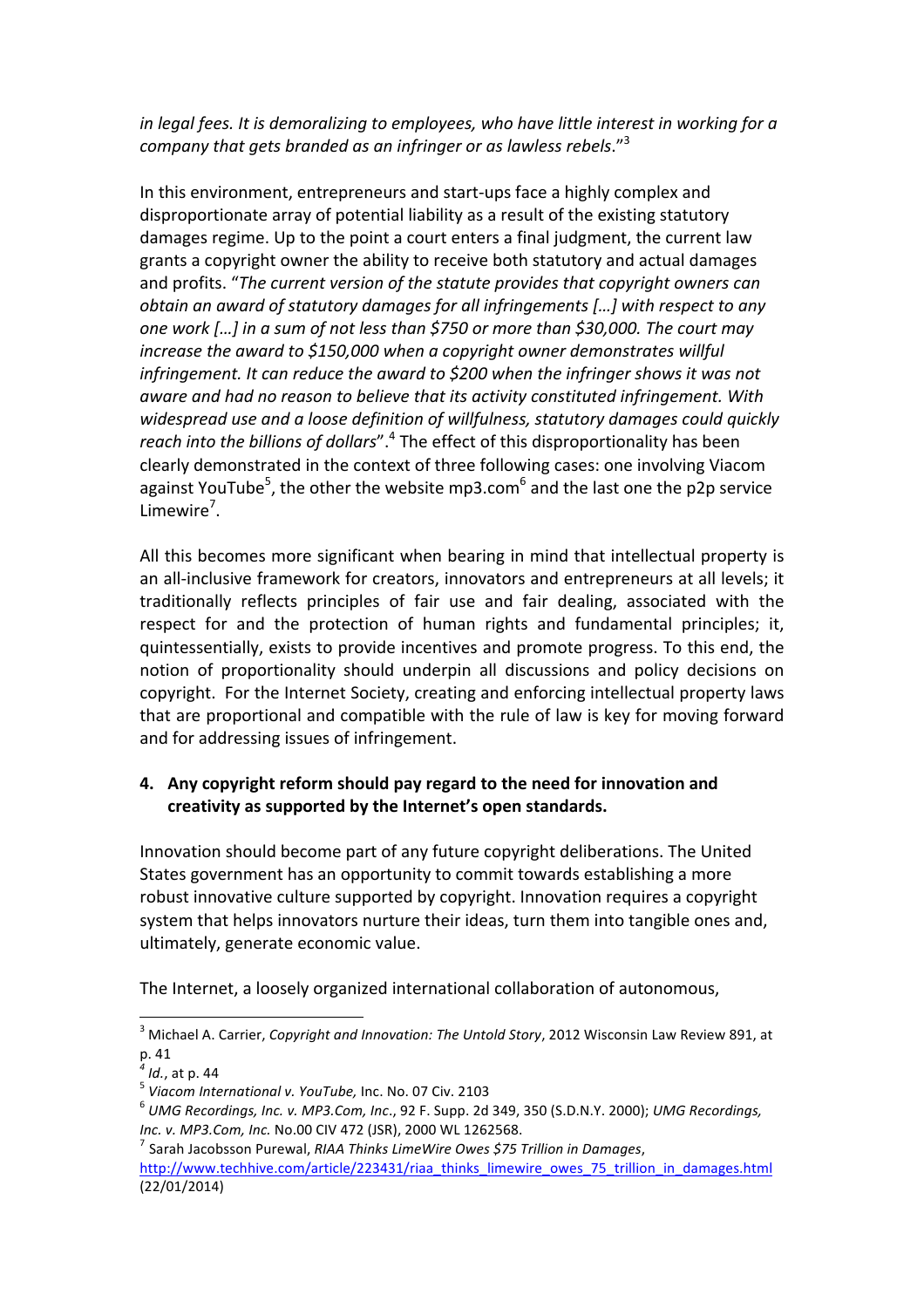*in legal fees. It is demoralizing to employees, who have little interest in working for a company that gets branded as an infringer or as lawless rebels*."[3]

In this environment, entrepreneurs and start-ups face a highly complex and disproportionate array of potential liability as a result of the existing statutory damages regime. Up to the point a court enters a final judgment, the current law grants a copyright owner the ability to receive both statutory and actual damages and profits. "*The current version of the statute provides that copyright owners can obtain an award of statutory damages for all infringements […] with respect to any one work […] in a sum of not less than $750 or more than $30,000. The court may increase the award to $150,000 when a copyright owner demonstrates willful infringement. It can reduce the award to $200 when the infringer shows it was not aware and had no reason to believe that its activity constituted infringement. With widespread use and a loose definition of willfulness, statutory damages could quickly reach into the billions of dollars*".[4] The effect of this disproportionality has been clearly demonstrated in the context of three following cases: one involving Viacom against YouTube[5], the other the website mp3.com[6] and the last one the p2p service Limewire[7].

All this becomes more significant when bearing in mind that intellectual property is an all-inclusive framework for creators, innovators and entrepreneurs at all levels; it traditionally reflects principles of fair use and fair dealing, associated with the respect for and the protection of human rights and fundamental principles; it, quintessentially, exists to provide incentives and promote progress. To this end, the notion of proportionality should underpin all discussions and policy decisions on copyright. For the Internet Society, creating and enforcing intellectual property laws that are proportional and compatible with the rule of law is key for moving forward and for addressing issues of infringement.

**4. Any copyright reform should pay regard to the need for innovation and creativity as supported by the Internet's open standards.**

Innovation should become part of any future copyright deliberations. The United States government has an opportunity to commit towards establishing a more robust innovative culture supported by copyright. Innovation requires a copyright system that helps innovators nurture their ideas, turn them into tangible ones and, ultimately, generate economic value.

The Internet, a loosely organized international collaboration of autonomous,

---

[3] Michael A. Carrier, *Copyright and Innovation: The Untold Story*, 2012 Wisconsin Law Review 891, at p. 41

[4] *Id.*, at p. 44

[5] *Viacom International v. YouTube,* Inc. No. 07 Civ. 2103

[6] *UMG Recordings, Inc. v. MP3.Com, Inc*., 92 F. Supp. 2d 349, 350 (S.D.N.Y. 2000); *UMG Recordings, Inc. v. MP3.Com, Inc.* No.00 CIV 472 (JSR), 2000 WL 1262568.

[7] Sarah Jacobsson Purewal, *RIAA Thinks LimeWire Owes $75 Trillion in Damages*, http://www.techhive.com/article/223431/riaa_thinks_limewire_owes_75_trillion_in_damages.html (22/01/2014)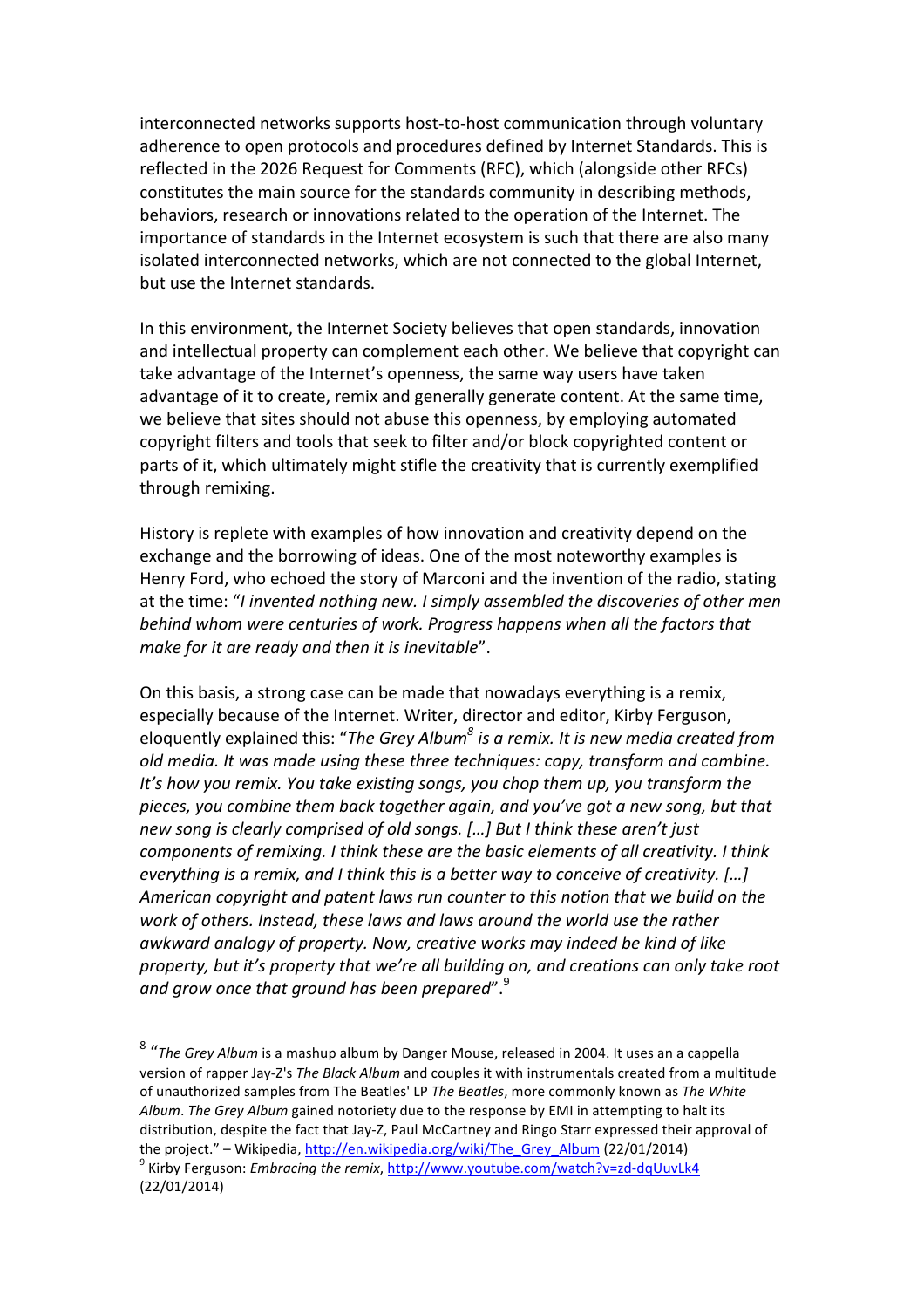interconnected networks supports host-to-host communication through voluntary adherence to open protocols and procedures defined by Internet Standards. This is reflected in the 2026 Request for Comments (RFC), which (alongside other RFCs) constitutes the main source for the standards community in describing methods, behaviors, research or innovations related to the operation of the Internet. The importance of standards in the Internet ecosystem is such that there are also many isolated interconnected networks, which are not connected to the global Internet, but use the Internet standards.

In this environment, the Internet Society believes that open standards, innovation and intellectual property can complement each other. We believe that copyright can take advantage of the Internet's openness, the same way users have taken advantage of it to create, remix and generally generate content. At the same time, we believe that sites should not abuse this openness, by employing automated copyright filters and tools that seek to filter and/or block copyrighted content or parts of it, which ultimately might stifle the creativity that is currently exemplified through remixing.

History is replete with examples of how innovation and creativity depend on the exchange and the borrowing of ideas. One of the most noteworthy examples is Henry Ford, who echoed the story of Marconi and the invention of the radio, stating at the time: "*I invented nothing new. I simply assembled the discoveries of other men behind whom were centuries of work. Progress happens when all the factors that make for it are ready and then it is inevitable*".

On this basis, a strong case can be made that nowadays everything is a remix, especially because of the Internet. Writer, director and editor, Kirby Ferguson, eloquently explained this: "*The Grey Album*[8] *is a remix. It is new media created from old media. It was made using these three techniques: copy, transform and combine. It's how you remix. You take existing songs, you chop them up, you transform the pieces, you combine them back together again, and you've got a new song, but that new song is clearly comprised of old songs. […] But I think these aren't just components of remixing. I think these are the basic elements of all creativity. I think everything is a remix, and I think this is a better way to conceive of creativity. […] American copyright and patent laws run counter to this notion that we build on the work of others. Instead, these laws and laws around the world use the rather awkward analogy of property. Now, creative works may indeed be kind of like property, but it's property that we're all building on, and creations can only take root and grow once that ground has been prepared*".[9]

---

[8] "*The Grey Album* is a mashup album by Danger Mouse, released in 2004. It uses an a cappella version of rapper Jay-Z's *The Black Album* and couples it with instrumentals created from a multitude of unauthorized samples from The Beatles' LP *The Beatles*, more commonly known as *The White Album*. *The Grey Album* gained notoriety due to the response by EMI in attempting to halt its distribution, despite the fact that Jay-Z, Paul McCartney and Ringo Starr expressed their approval of the project." – Wikipedia, http://en.wikipedia.org/wiki/The_Grey_Album (22/01/2014)

[9] Kirby Ferguson: *Embracing the remix*, http://www.youtube.com/watch?v=zd-dqUuvLk4 (22/01/2014)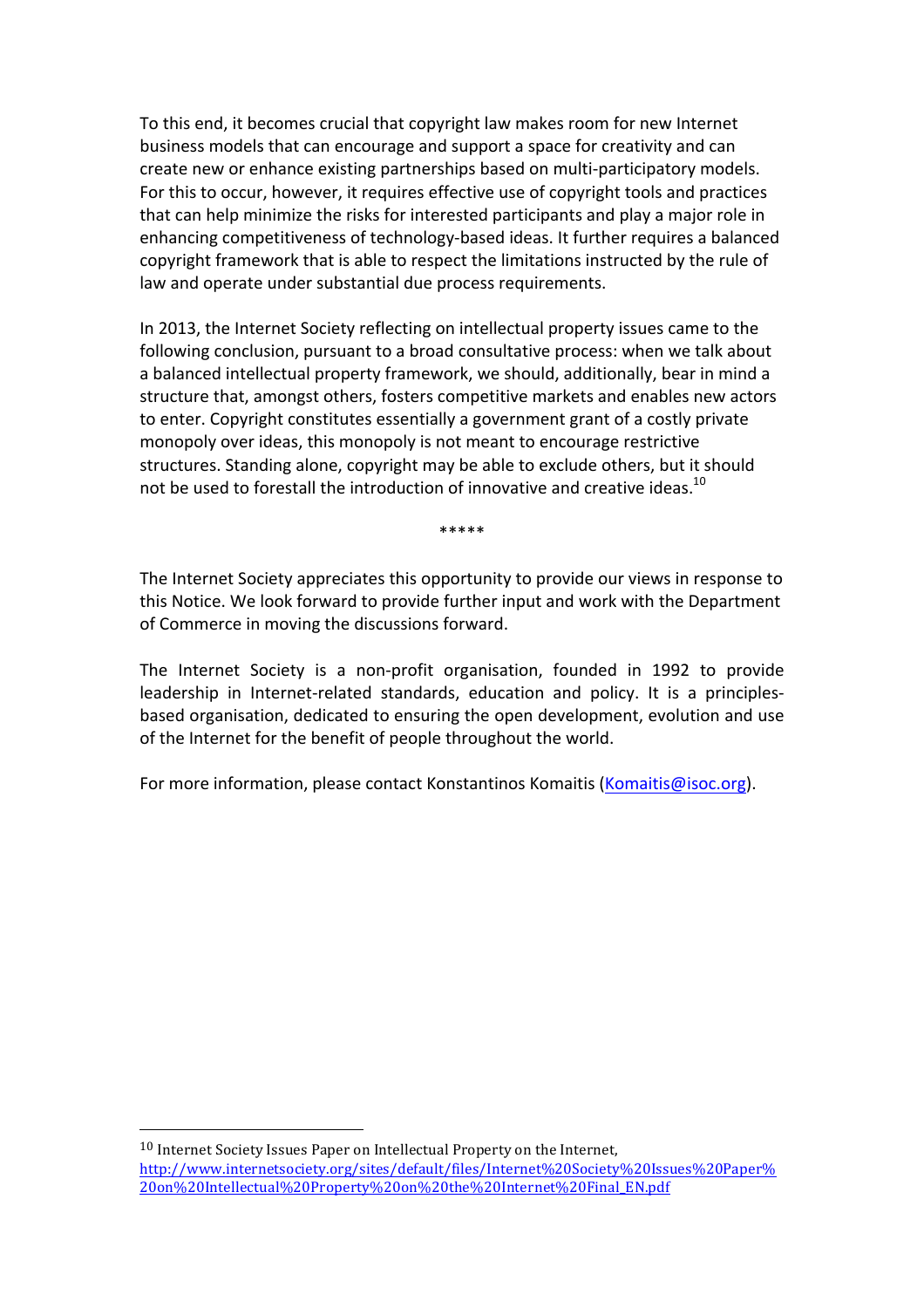To this end, it becomes crucial that copyright law makes room for new Internet business models that can encourage and support a space for creativity and can create new or enhance existing partnerships based on multi-participatory models. For this to occur, however, it requires effective use of copyright tools and practices that can help minimize the risks for interested participants and play a major role in enhancing competitiveness of technology-based ideas. It further requires a balanced copyright framework that is able to respect the limitations instructed by the rule of law and operate under substantial due process requirements.

In 2013, the Internet Society reflecting on intellectual property issues came to the following conclusion, pursuant to a broad consultative process: when we talk about a balanced intellectual property framework, we should, additionally, bear in mind a structure that, amongst others, fosters competitive markets and enables new actors to enter. Copyright constitutes essentially a government grant of a costly private monopoly over ideas, this monopoly is not meant to encourage restrictive structures. Standing alone, copyright may be able to exclude others, but it should not be used to forestall the introduction of innovative and creative ideas.[10]

*****

The Internet Society appreciates this opportunity to provide our views in response to this Notice. We look forward to provide further input and work with the Department of Commerce in moving the discussions forward.

The Internet Society is a non-profit organisation, founded in 1992 to provide leadership in Internet-related standards, education and policy. It is a principles-based organisation, dedicated to ensuring the open development, evolution and use of the Internet for the benefit of people throughout the world.

For more information, please contact Konstantinos Komaitis (Komaitis@isoc.org).

---

[10] Internet Society Issues Paper on Intellectual Property on the Internet, http://www.internetsociety.org/sites/default/files/Internet%20Society%20Issues%20Paper%20on%20Intellectual%20Property%20on%20the%20Internet%20Final_EN.pdf